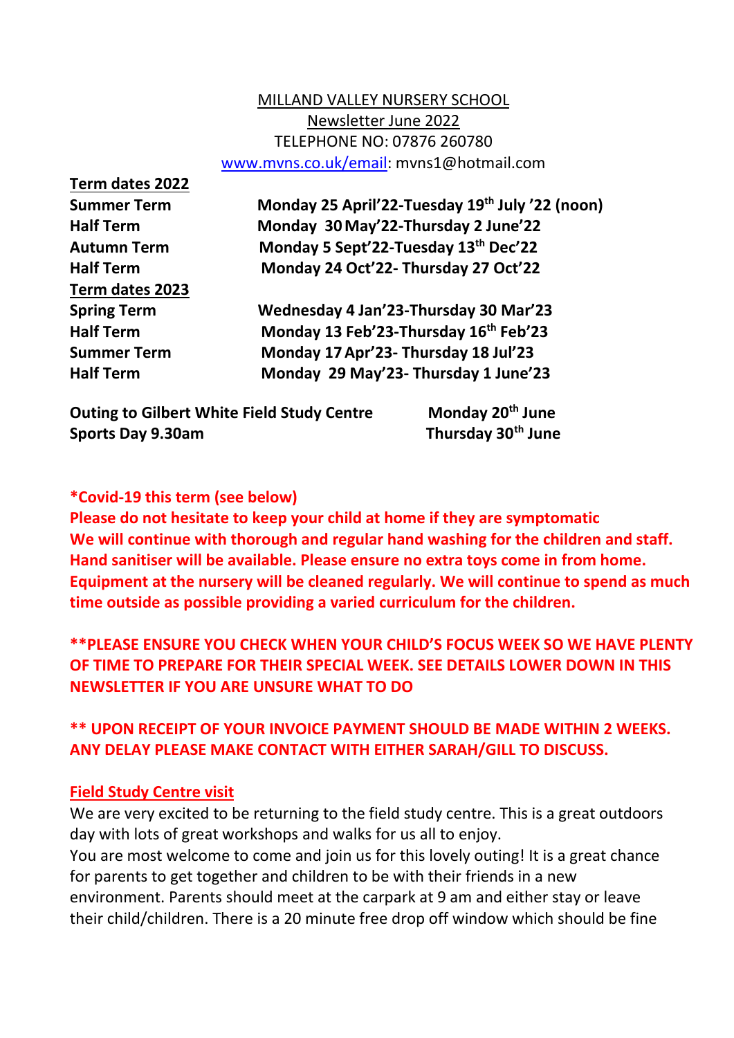MILLAND VALLEY NURSERY SCHOOL

Newsletter June 2022

TELEPHONE NO: 07876 260780

www.mvns.co.uk/email: mvns1@hotmail.com

**Term dates 2022**

| | |
|---|---|
| **Summer Term** | **Monday 25 April'22-Tuesday 19th July '22 (noon)** |
| **Half Term** | **Monday 30 May'22-Thursday 2 June'22** |
| **Autumn Term** | **Monday 5 Sept'22-Tuesday 13th Dec'22** |
| **Half Term** | **Monday 24 Oct'22- Thursday 27 Oct'22** |

**Term dates 2023**

| | |
|---|---|
| **Spring Term** | **Wednesday 4 Jan'23-Thursday 30 Mar'23** |
| **Half Term** | **Monday 13 Feb'23-Thursday 16th Feb'23** |
| **Summer Term** | **Monday 17 Apr'23- Thursday 18 Jul'23** |
| **Half Term** | **Monday 29 May'23- Thursday 1 June'23** |

| | |
|---|---|
| **Outing to Gilbert White Field Study Centre** | **Monday 20th June** |
| **Sports Day 9.30am** | **Thursday 30th June** |

**\*Covid-19 this term (see below)**
**Please do not hesitate to keep your child at home if they are symptomatic**
**We will continue with thorough and regular hand washing for the children and staff. Hand sanitiser will be available. Please ensure no extra toys come in from home. Equipment at the nursery will be cleaned regularly. We will continue to spend as much time outside as possible providing a varied curriculum for the children.**

**\*\*PLEASE ENSURE YOU CHECK WHEN YOUR CHILD'S FOCUS WEEK SO WE HAVE PLENTY OF TIME TO PREPARE FOR THEIR SPECIAL WEEK. SEE DETAILS LOWER DOWN IN THIS NEWSLETTER IF YOU ARE UNSURE WHAT TO DO**

**\*\* UPON RECEIPT OF YOUR INVOICE PAYMENT SHOULD BE MADE WITHIN 2 WEEKS. ANY DELAY PLEASE MAKE CONTACT WITH EITHER SARAH/GILL TO DISCUSS.**

**Field Study Centre visit**

We are very excited to be returning to the field study centre. This is a great outdoors day with lots of great workshops and walks for us all to enjoy.
You are most welcome to come and join us for this lovely outing! It is a great chance for parents to get together and children to be with their friends in a new environment. Parents should meet at the carpark at 9 am and either stay or leave their child/children. There is a 20 minute free drop off window which should be fine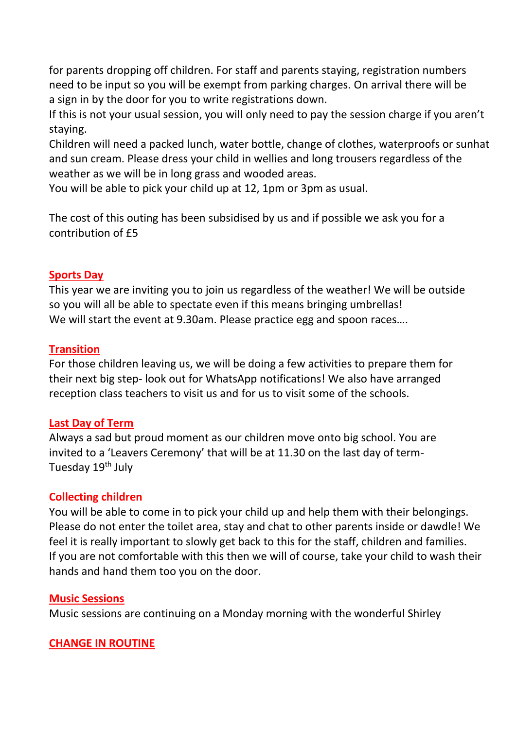for parents dropping off children. For staff and parents staying, registration numbers need to be input so you will be exempt from parking charges. On arrival there will be a sign in by the door for you to write registrations down.

If this is not your usual session, you will only need to pay the session charge if you aren't staying.

Children will need a packed lunch, water bottle, change of clothes, waterproofs or sunhat and sun cream. Please dress your child in wellies and long trousers regardless of the weather as we will be in long grass and wooded areas.

You will be able to pick your child up at 12, 1pm or 3pm as usual.

The cost of this outing has been subsidised by us and if possible we ask you for a contribution of £5

## Sports Day

This year we are inviting you to join us regardless of the weather! We will be outside so you will all be able to spectate even if this means bringing umbrellas!

We will start the event at 9.30am. Please practice egg and spoon races….

## Transition

For those children leaving us, we will be doing a few activities to prepare them for their next big step- look out for WhatsApp notifications! We also have arranged reception class teachers to visit us and for us to visit some of the schools.

## Last Day of Term

Always a sad but proud moment as our children move onto big school. You are invited to a 'Leavers Ceremony' that will be at 11.30 on the last day of term- Tuesday 19th July

## Collecting children

You will be able to come in to pick your child up and help them with their belongings. Please do not enter the toilet area, stay and chat to other parents inside or dawdle! We feel it is really important to slowly get back to this for the staff, children and families.

If you are not comfortable with this then we will of course, take your child to wash their hands and hand them too you on the door.

## Music Sessions

Music sessions are continuing on a Monday morning with the wonderful Shirley

## CHANGE IN ROUTINE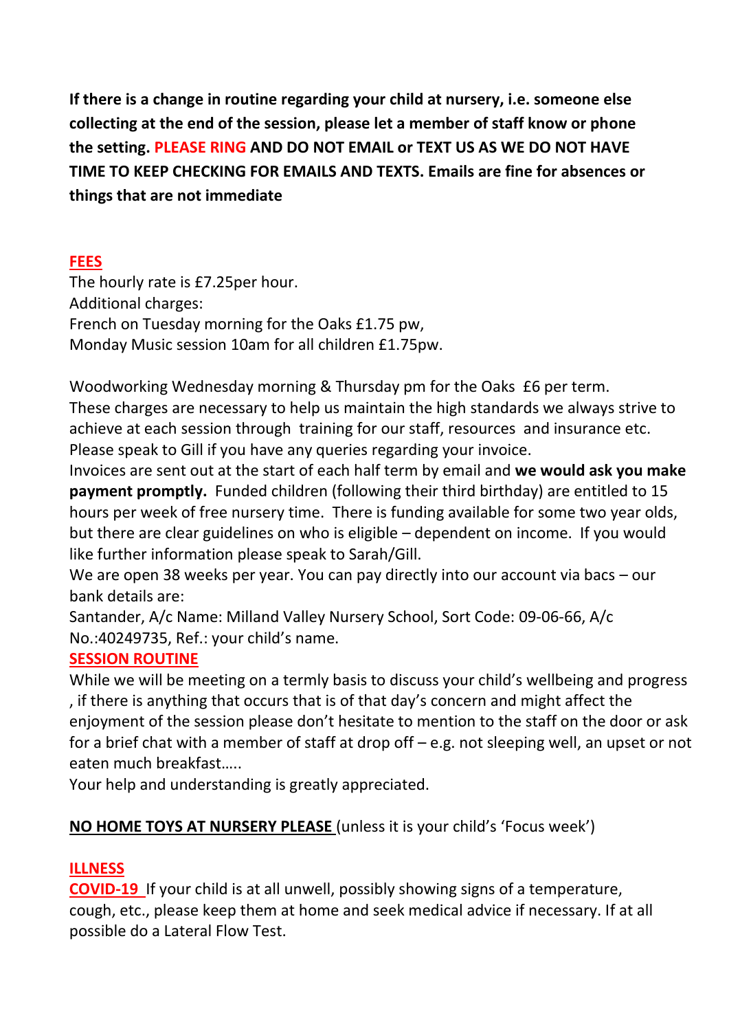**If there is a change in routine regarding your child at nursery, i.e. someone else collecting at the end of the session, please let a member of staff know or phone the setting. PLEASE RING AND DO NOT EMAIL or TEXT US AS WE DO NOT HAVE TIME TO KEEP CHECKING FOR EMAILS AND TEXTS. Emails are fine for absences or things that are not immediate**

## FEES

The hourly rate is £7.25per hour.
Additional charges:
French on Tuesday morning for the Oaks £1.75 pw,
Monday Music session 10am for all children £1.75pw.

Woodworking Wednesday morning & Thursday pm for the Oaks £6 per term.
These charges are necessary to help us maintain the high standards we always strive to achieve at each session through training for our staff, resources and insurance etc.
Please speak to Gill if you have any queries regarding your invoice.
Invoices are sent out at the start of each half term by email and **we would ask you make payment promptly.** Funded children (following their third birthday) are entitled to 15 hours per week of free nursery time. There is funding available for some two year olds, but there are clear guidelines on who is eligible – dependent on income. If you would like further information please speak to Sarah/Gill.
We are open 38 weeks per year. You can pay directly into our account via bacs – our bank details are:
Santander, A/c Name: Milland Valley Nursery School, Sort Code: 09-06-66, A/c No.:40249735, Ref.: your child's name.

## SESSION ROUTINE

While we will be meeting on a termly basis to discuss your child's wellbeing and progress , if there is anything that occurs that is of that day's concern and might affect the enjoyment of the session please don't hesitate to mention to the staff on the door or ask for a brief chat with a member of staff at drop off – e.g. not sleeping well, an upset or not eaten much breakfast…..
Your help and understanding is greatly appreciated.

**NO HOME TOYS AT NURSERY PLEASE** (unless it is your child's 'Focus week')

## ILLNESS

**COVID-19** If your child is at all unwell, possibly showing signs of a temperature, cough, etc., please keep them at home and seek medical advice if necessary. If at all possible do a Lateral Flow Test.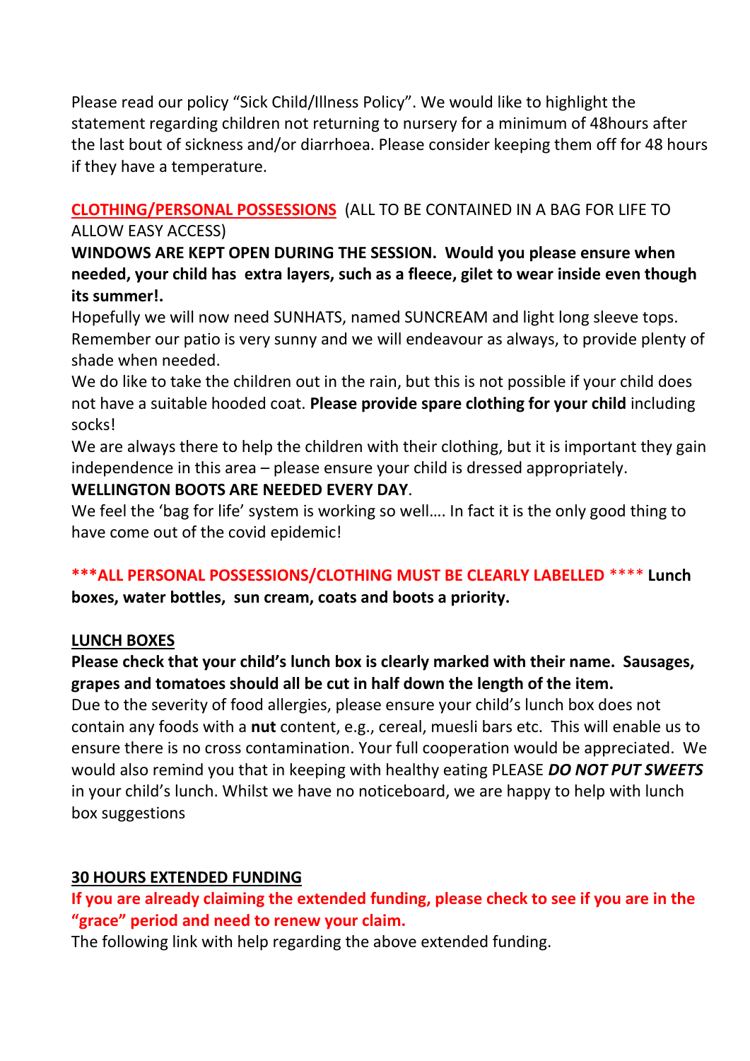Please read our policy "Sick Child/Illness Policy". We would like to highlight the statement regarding children not returning to nursery for a minimum of 48hours after the last bout of sickness and/or diarrhoea. Please consider keeping them off for 48 hours if they have a temperature.

**CLOTHING/PERSONAL POSSESSIONS** (ALL TO BE CONTAINED IN A BAG FOR LIFE TO ALLOW EASY ACCESS)

**WINDOWS ARE KEPT OPEN DURING THE SESSION. Would you please ensure when needed, your child has extra layers, such as a fleece, gilet to wear inside even though its summer!.**

Hopefully we will now need SUNHATS, named SUNCREAM and light long sleeve tops. Remember our patio is very sunny and we will endeavour as always, to provide plenty of shade when needed.

We do like to take the children out in the rain, but this is not possible if your child does not have a suitable hooded coat. **Please provide spare clothing for your child** including socks!

We are always there to help the children with their clothing, but it is important they gain independence in this area – please ensure your child is dressed appropriately.

**WELLINGTON BOOTS ARE NEEDED EVERY DAY**.

We feel the 'bag for life' system is working so well…. In fact it is the only good thing to have come out of the covid epidemic!

**\*\*\*ALL PERSONAL POSSESSIONS/CLOTHING MUST BE CLEARLY LABELLED** \*\*\*\* **Lunch boxes, water bottles, sun cream, coats and boots a priority.**

**LUNCH BOXES**

**Please check that your child's lunch box is clearly marked with their name. Sausages, grapes and tomatoes should all be cut in half down the length of the item.**

Due to the severity of food allergies, please ensure your child's lunch box does not contain any foods with a **nut** content, e.g., cereal, muesli bars etc. This will enable us to ensure there is no cross contamination. Your full cooperation would be appreciated. We would also remind you that in keeping with healthy eating PLEASE ***DO NOT PUT SWEETS*** in your child's lunch. Whilst we have no noticeboard, we are happy to help with lunch box suggestions

**30 HOURS EXTENDED FUNDING**

**If you are already claiming the extended funding, please check to see if you are in the "grace" period and need to renew your claim.**

The following link with help regarding the above extended funding.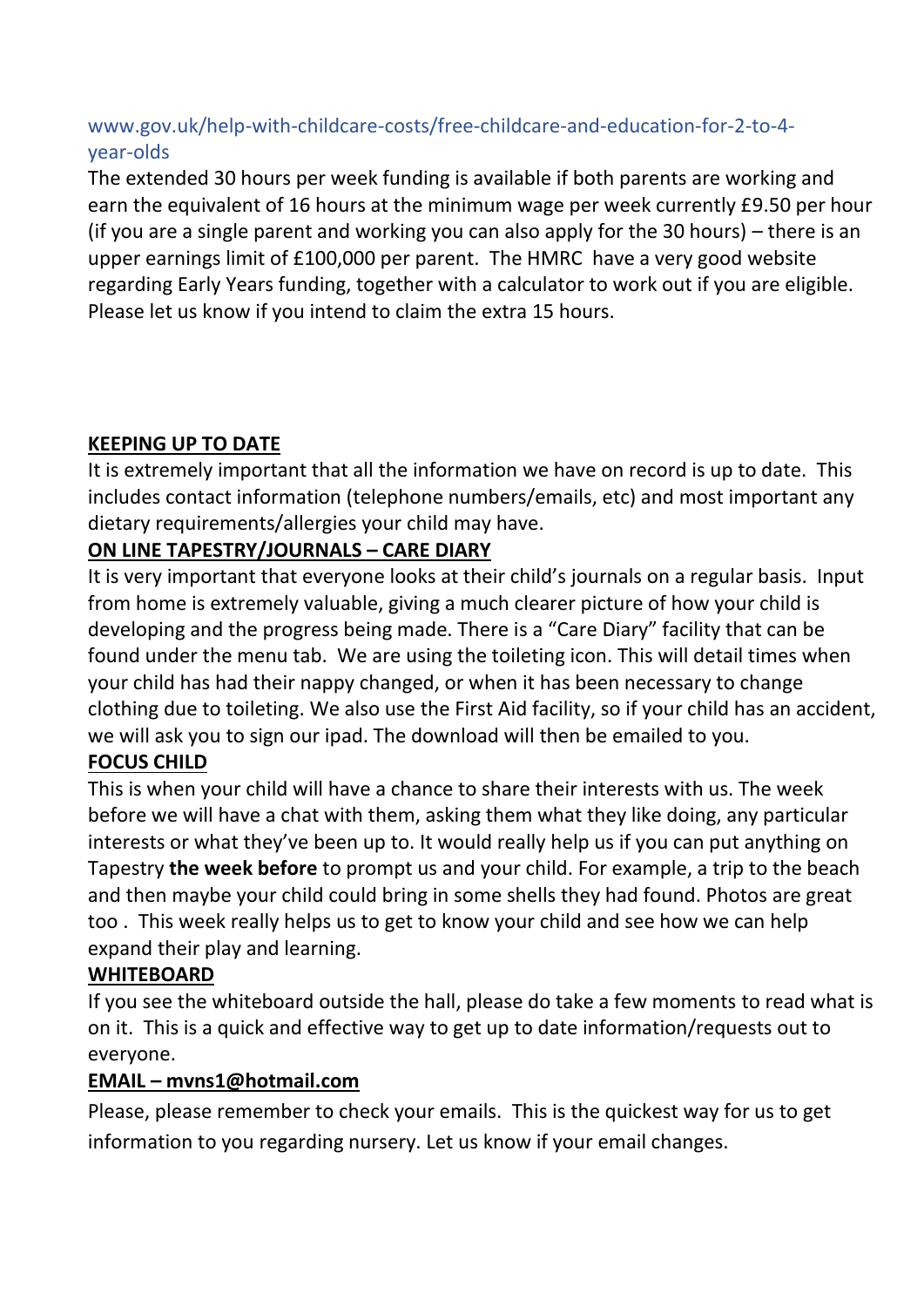www.gov.uk/help-with-childcare-costs/free-childcare-and-education-for-2-to-4-year-olds

The extended 30 hours per week funding is available if both parents are working and earn the equivalent of 16 hours at the minimum wage per week currently £9.50 per hour (if you are a single parent and working you can also apply for the 30 hours) – there is an upper earnings limit of £100,000 per parent. The HMRC have a very good website regarding Early Years funding, together with a calculator to work out if you are eligible. Please let us know if you intend to claim the extra 15 hours.

## KEEPING UP TO DATE

It is extremely important that all the information we have on record is up to date. This includes contact information (telephone numbers/emails, etc) and most important any dietary requirements/allergies your child may have.

## ON LINE TAPESTRY/JOURNALS – CARE DIARY

It is very important that everyone looks at their child's journals on a regular basis. Input from home is extremely valuable, giving a much clearer picture of how your child is developing and the progress being made. There is a "Care Diary" facility that can be found under the menu tab. We are using the toileting icon. This will detail times when your child has had their nappy changed, or when it has been necessary to change clothing due to toileting. We also use the First Aid facility, so if your child has an accident, we will ask you to sign our ipad. The download will then be emailed to you.

## FOCUS CHILD

This is when your child will have a chance to share their interests with us. The week before we will have a chat with them, asking them what they like doing, any particular interests or what they've been up to. It would really help us if you can put anything on Tapestry **the week before** to prompt us and your child. For example, a trip to the beach and then maybe your child could bring in some shells they had found. Photos are great too . This week really helps us to get to know your child and see how we can help expand their play and learning.

## WHITEBOARD

If you see the whiteboard outside the hall, please do take a few moments to read what is on it. This is a quick and effective way to get up to date information/requests out to everyone.

## EMAIL – mvns1@hotmail.com

Please, please remember to check your emails. This is the quickest way for us to get information to you regarding nursery. Let us know if your email changes.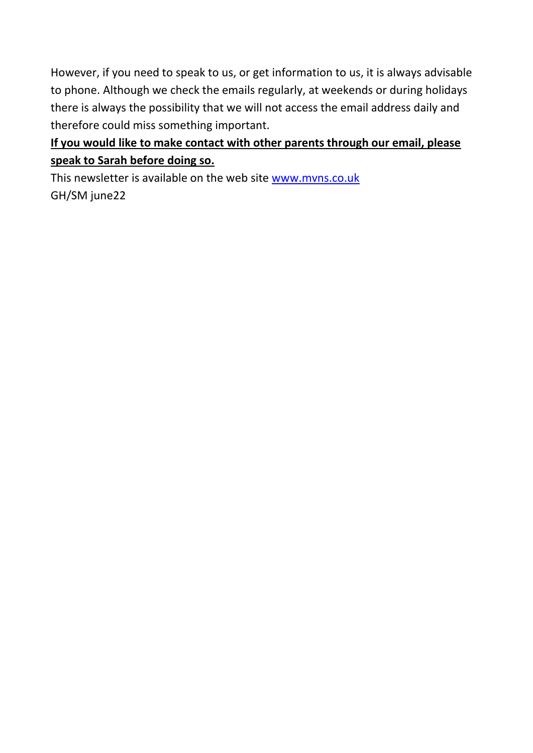However, if you need to speak to us, or get information to us, it is always advisable to phone. Although we check the emails regularly, at weekends or during holidays there is always the possibility that we will not access the email address daily and therefore could miss something important.

**<u>If you would like to make contact with other parents through our email, please speak to Sarah before doing so.</u>**

This newsletter is available on the web site [www.mvns.co.uk](www.mvns.co.uk)

GH/SM june22